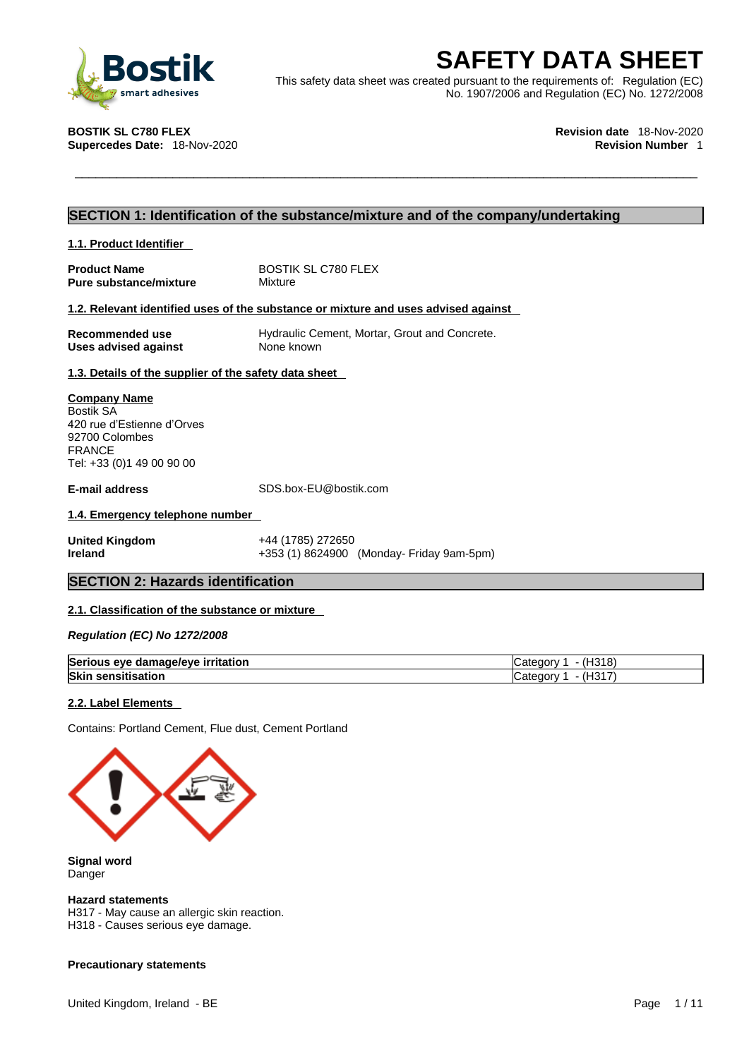# SAFETY DATA SHEET

This safety data sheet was created pursuant to the requirements of: Regulation (EC) No. 1907/2006 and Regulation (EC) No. 1272/2008

**BOSTIK SL C780 FLEX**
**Supercedes Date:** 18-Nov-2020

**Revision date** 18-Nov-2020
**Revision Number** 1

## SECTION 1: Identification of the substance/mixture and of the company/undertaking

### 1.1. Product Identifier

**Product Name** BOSTIK SL C780 FLEX
**Pure substance/mixture** Mixture

### 1.2. Relevant identified uses of the substance or mixture and uses advised against

**Recommended use** Hydraulic Cement, Mortar, Grout and Concrete.
**Uses advised against** None known

### 1.3. Details of the supplier of the safety data sheet

**Company Name**
Bostik SA
420 rue d'Estienne d'Orves
92700 Colombes
FRANCE
Tel: +33 (0)1 49 00 90 00

**E-mail address** SDS.box-EU@bostik.com

### 1.4. Emergency telephone number

**United Kingdom** +44 (1785) 272650
**Ireland** +353 (1) 8624900 (Monday- Friday 9am-5pm)

## SECTION 2: Hazards identification

### 2.1. Classification of the substance or mixture

*Regulation (EC) No 1272/2008*

| | |
|---|---|
| **Serious eye damage/eye irritation** | Category 1 - (H318) |
| **Skin sensitisation** | Category 1 - (H317) |

### 2.2. Label Elements

Contains: Portland Cement, Flue dust, Cement Portland

**Signal word**
Danger

**Hazard statements**
H317 - May cause an allergic skin reaction.
H318 - Causes serious eye damage.

**Precautionary statements**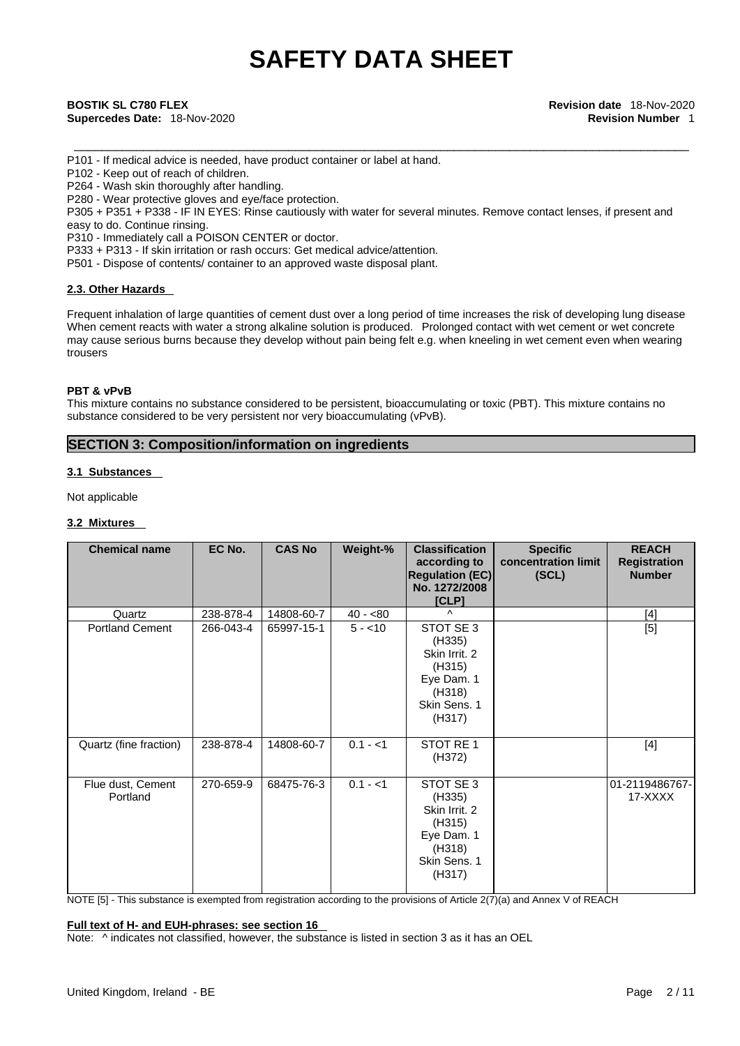P101 - If medical advice is needed, have product container or label at hand.
P102 - Keep out of reach of children.
P264 - Wash skin thoroughly after handling.
P280 - Wear protective gloves and eye/face protection.
P305 + P351 + P338 - IF IN EYES: Rinse cautiously with water for several minutes. Remove contact lenses, if present and easy to do. Continue rinsing.
P310 - Immediately call a POISON CENTER or doctor.
P333 + P313 - If skin irritation or rash occurs: Get medical advice/attention.
P501 - Dispose of contents/ container to an approved waste disposal plant.

### 2.3. Other Hazards

Frequent inhalation of large quantities of cement dust over a long period of time increases the risk of developing lung disease When cement reacts with water a strong alkaline solution is produced. Prolonged contact with wet cement or wet concrete may cause serious burns because they develop without pain being felt e.g. when kneeling in wet cement even when wearing trousers

**PBT & vPvB**
This mixture contains no substance considered to be persistent, bioaccumulating or toxic (PBT). This mixture contains no substance considered to be very persistent nor very bioaccumulating (vPvB).

## SECTION 3: Composition/information on ingredients

### 3.1 Substances

Not applicable

### 3.2 Mixtures

| Chemical name | EC No. | CAS No | Weight-% | Classification according to Regulation (EC) No. 1272/2008 [CLP] | Specific concentration limit (SCL) | REACH Registration Number |
|---|---|---|---|---|---|---|
| Quartz | 238-878-4 | 14808-60-7 | 40 - <80 | ^ | | [4] |
| Portland Cement | 266-043-4 | 65997-15-1 | 5 - <10 | STOT SE 3 (H335) Skin Irrit. 2 (H315) Eye Dam. 1 (H318) Skin Sens. 1 (H317) | | [5] |
| Quartz (fine fraction) | 238-878-4 | 14808-60-7 | 0.1 - <1 | STOT RE 1 (H372) | | [4] |
| Flue dust, Cement Portland | 270-659-9 | 68475-76-3 | 0.1 - <1 | STOT SE 3 (H335) Skin Irrit. 2 (H315) Eye Dam. 1 (H318) Skin Sens. 1 (H317) | | 01-2119486767-17-XXXX |

NOTE [5] - This substance is exempted from registration according to the provisions of Article 2(7)(a) and Annex V of REACH

**Full text of H- and EUH-phrases: see section 16**
Note: ^ indicates not classified, however, the substance is listed in section 3 as it has an OEL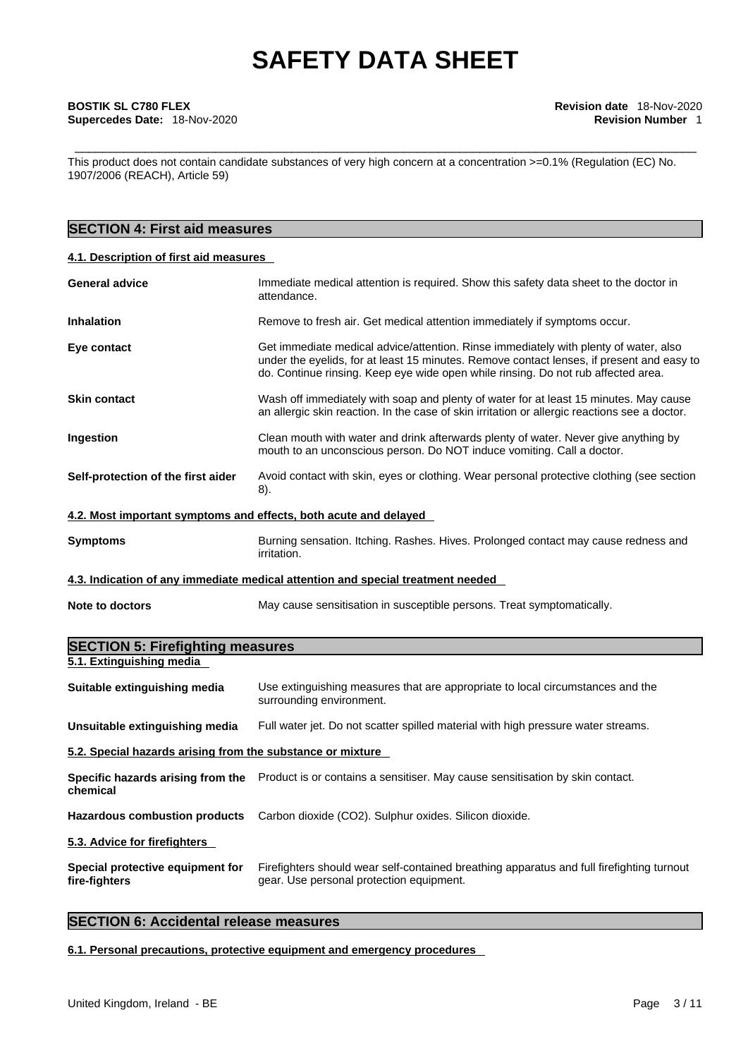This product does not contain candidate substances of very high concern at a concentration >=0.1% (Regulation (EC) No. 1907/2006 (REACH), Article 59)

## SECTION 4: First aid measures

### 4.1. Description of first aid measures

| | |
|---|---|
| **General advice** | Immediate medical attention is required. Show this safety data sheet to the doctor in attendance. |
| **Inhalation** | Remove to fresh air. Get medical attention immediately if symptoms occur. |
| **Eye contact** | Get immediate medical advice/attention. Rinse immediately with plenty of water, also under the eyelids, for at least 15 minutes. Remove contact lenses, if present and easy to do. Continue rinsing. Keep eye wide open while rinsing. Do not rub affected area. |
| **Skin contact** | Wash off immediately with soap and plenty of water for at least 15 minutes. May cause an allergic skin reaction. In the case of skin irritation or allergic reactions see a doctor. |
| **Ingestion** | Clean mouth with water and drink afterwards plenty of water. Never give anything by mouth to an unconscious person. Do NOT induce vomiting. Call a doctor. |
| **Self-protection of the first aider** | Avoid contact with skin, eyes or clothing. Wear personal protective clothing (see section 8). |

### 4.2. Most important symptoms and effects, both acute and delayed

| | |
|---|---|
| **Symptoms** | Burning sensation. Itching. Rashes. Hives. Prolonged contact may cause redness and irritation. |

### 4.3. Indication of any immediate medical attention and special treatment needed

| | |
|---|---|
| **Note to doctors** | May cause sensitisation in susceptible persons. Treat symptomatically. |

## SECTION 5: Firefighting measures

### 5.1. Extinguishing media

| | |
|---|---|
| **Suitable extinguishing media** | Use extinguishing measures that are appropriate to local circumstances and the surrounding environment. |
| **Unsuitable extinguishing media** | Full water jet. Do not scatter spilled material with high pressure water streams. |

### 5.2. Special hazards arising from the substance or mixture

| | |
|---|---|
| **Specific hazards arising from the chemical** | Product is or contains a sensitiser. May cause sensitisation by skin contact. |
| **Hazardous combustion products** | Carbon dioxide ($CO_2$). Sulphur oxides. Silicon dioxide. |

### 5.3. Advice for firefighters

| | |
|---|---|
| **Special protective equipment for fire-fighters** | Firefighters should wear self-contained breathing apparatus and full firefighting turnout gear. Use personal protection equipment. |

## SECTION 6: Accidental release measures

### 6.1. Personal precautions, protective equipment and emergency procedures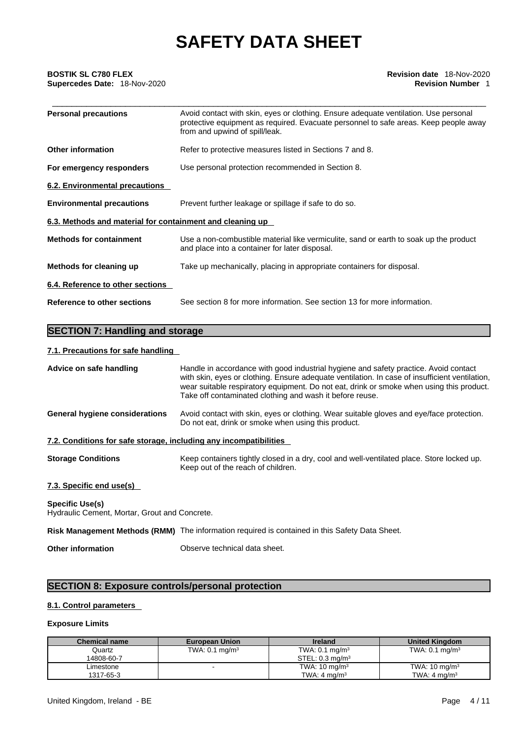| | |
|---|---|
| **Personal precautions** | Avoid contact with skin, eyes or clothing. Ensure adequate ventilation. Use personal protective equipment as required. Evacuate personnel to safe areas. Keep people away from and upwind of spill/leak. |
| **Other information** | Refer to protective measures listed in Sections 7 and 8. |
| **For emergency responders** | Use personal protection recommended in Section 8. |

### 6.2. Environmental precautions

| | |
|---|---|
| **Environmental precautions** | Prevent further leakage or spillage if safe to do so. |

### 6.3. Methods and material for containment and cleaning up

| | |
|---|---|
| **Methods for containment** | Use a non-combustible material like vermiculite, sand or earth to soak up the product and place into a container for later disposal. |
| **Methods for cleaning up** | Take up mechanically, placing in appropriate containers for disposal. |

### 6.4. Reference to other sections

| | |
|---|---|
| **Reference to other sections** | See section 8 for more information. See section 13 for more information. |

## SECTION 7: Handling and storage

### 7.1. Precautions for safe handling

| | |
|---|---|
| **Advice on safe handling** | Handle in accordance with good industrial hygiene and safety practice. Avoid contact with skin, eyes or clothing. Ensure adequate ventilation. In case of insufficient ventilation, wear suitable respiratory equipment. Do not eat, drink or smoke when using this product. Take off contaminated clothing and wash it before reuse. |
| **General hygiene considerations** | Avoid contact with skin, eyes or clothing. Wear suitable gloves and eye/face protection. Do not eat, drink or smoke when using this product. |

### 7.2. Conditions for safe storage, including any incompatibilities

| | |
|---|---|
| **Storage Conditions** | Keep containers tightly closed in a dry, cool and well-ventilated place. Store locked up. Keep out of the reach of children. |

### 7.3. Specific end use(s)

**Specific Use(s)**
Hydraulic Cement, Mortar, Grout and Concrete.

| | |
|---|---|
| **Risk Management Methods (RMM)** | The information required is contained in this Safety Data Sheet. |
| **Other information** | Observe technical data sheet. |

## SECTION 8: Exposure controls/personal protection

### 8.1. Control parameters

**Exposure Limits**

| Chemical name | European Union | Ireland | United Kingdom |
|---|---|---|---|
| Quartz<br>14808-60-7 | TWA: 0.1 mg/m³ | TWA: 0.1 mg/m³<br>STEL: 0.3 mg/m³ | TWA: 0.1 mg/m³ |
| Limestone<br>1317-65-3 | - | TWA: 10 mg/m³<br>TWA: 4 mg/m³ | TWA: 10 mg/m³<br>TWA: 4 mg/m³ |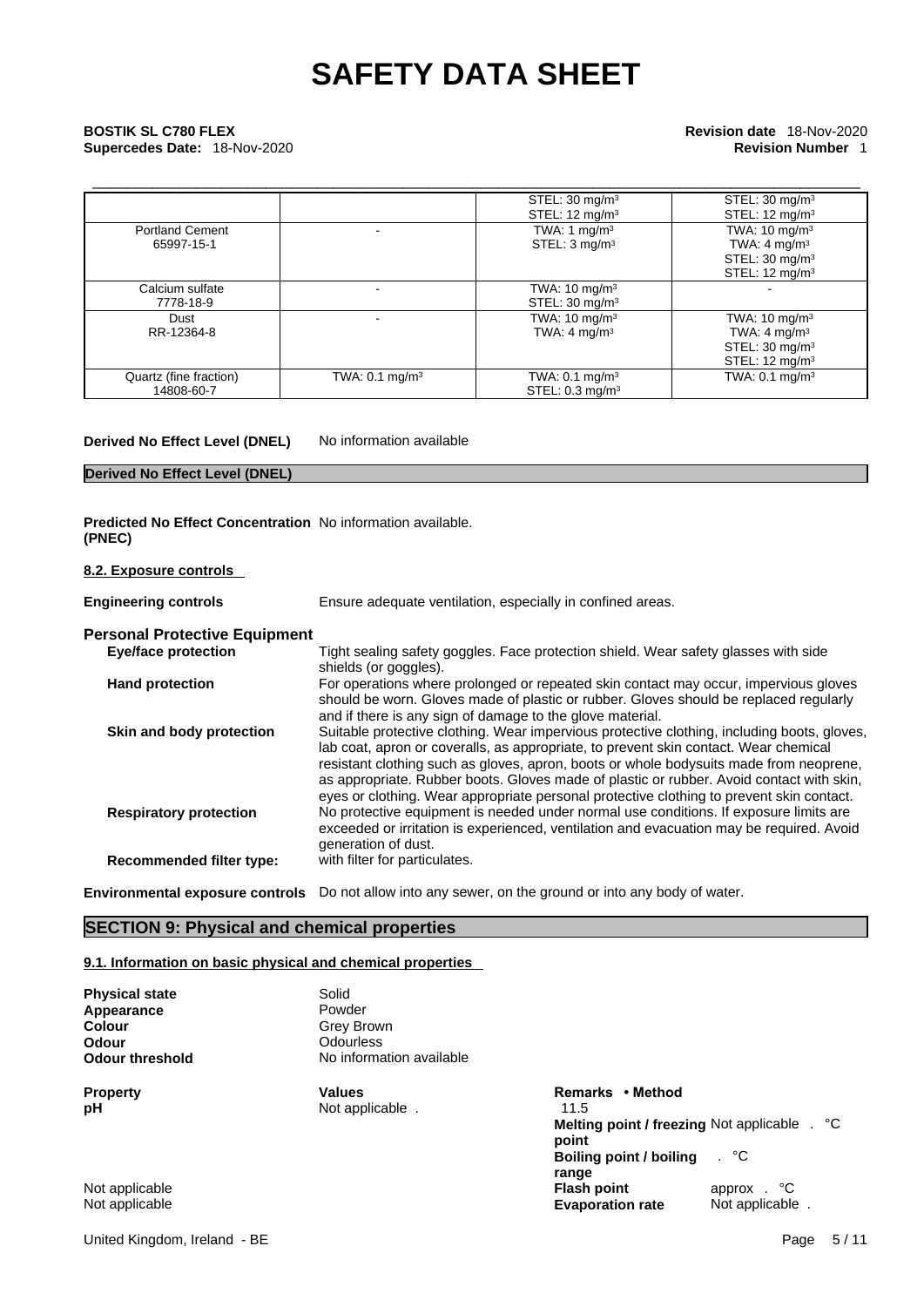| | | | |
|---|---|---|---|
| | | STEL: 30 mg/m³<br>STEL: 12 mg/m³ | STEL: 30 mg/m³<br>STEL: 12 mg/m³ |
| Portland Cement<br>65997-15-1 | - | TWA: 1 mg/m³<br>STEL: 3 mg/m³ | TWA: 10 mg/m³<br>TWA: 4 mg/m³<br>STEL: 30 mg/m³<br>STEL: 12 mg/m³ |
| Calcium sulfate<br>7778-18-9 | - | TWA: 10 mg/m³<br>STEL: 30 mg/m³ | - |
| Dust<br>RR-12364-8 | - | TWA: 10 mg/m³<br>TWA: 4 mg/m³ | TWA: 10 mg/m³<br>TWA: 4 mg/m³<br>STEL: 30 mg/m³<br>STEL: 12 mg/m³ |
| Quartz (fine fraction)<br>14808-60-7 | TWA: 0.1 mg/m³ | TWA: 0.1 mg/m³<br>STEL: 0.3 mg/m³ | TWA: 0.1 mg/m³ |

**Derived No Effect Level (DNEL)** No information available

**Derived No Effect Level (DNEL)**

**Predicted No Effect Concentration (PNEC)** No information available.

**8.2. Exposure controls**

**Engineering controls** Ensure adequate ventilation, especially in confined areas.

## Personal Protective Equipment

**Eye/face protection** Tight sealing safety goggles. Face protection shield. Wear safety glasses with side shields (or goggles).

**Hand protection** For operations where prolonged or repeated skin contact may occur, impervious gloves should be worn. Gloves made of plastic or rubber. Gloves should be replaced regularly and if there is any sign of damage to the glove material.

**Skin and body protection** Suitable protective clothing. Wear impervious protective clothing, including boots, gloves, lab coat, apron or coveralls, as appropriate, to prevent skin contact. Wear chemical resistant clothing such as gloves, apron, boots or whole bodysuits made from neoprene, as appropriate. Rubber boots. Gloves made of plastic or rubber. Avoid contact with skin, eyes or clothing. Wear appropriate personal protective clothing to prevent skin contact.

**Respiratory protection** No protective equipment is needed under normal use conditions. If exposure limits are exceeded or irritation is experienced, ventilation and evacuation may be required. Avoid generation of dust.

**Recommended filter type:** with filter for particulates.

**Environmental exposure controls** Do not allow into any sewer, on the ground or into any body of water.

## SECTION 9: Physical and chemical properties

**9.1. Information on basic physical and chemical properties**

**Physical state** Solid
**Appearance** Powder
**Colour** Grey Brown
**Odour** Odourless
**Odour threshold** No information available

| **Property** | **Values** | **Remarks • Method** | |
|---|---|---|---|
| **pH** | Not applicable . | 11.5 | |
| | | **Melting point / freezing point** | Not applicable . °C |
| | | **Boiling point / boiling range** | . °C |
| Not applicable | | **Flash point** | approx . °C |
| Not applicable | | **Evaporation rate** | Not applicable . |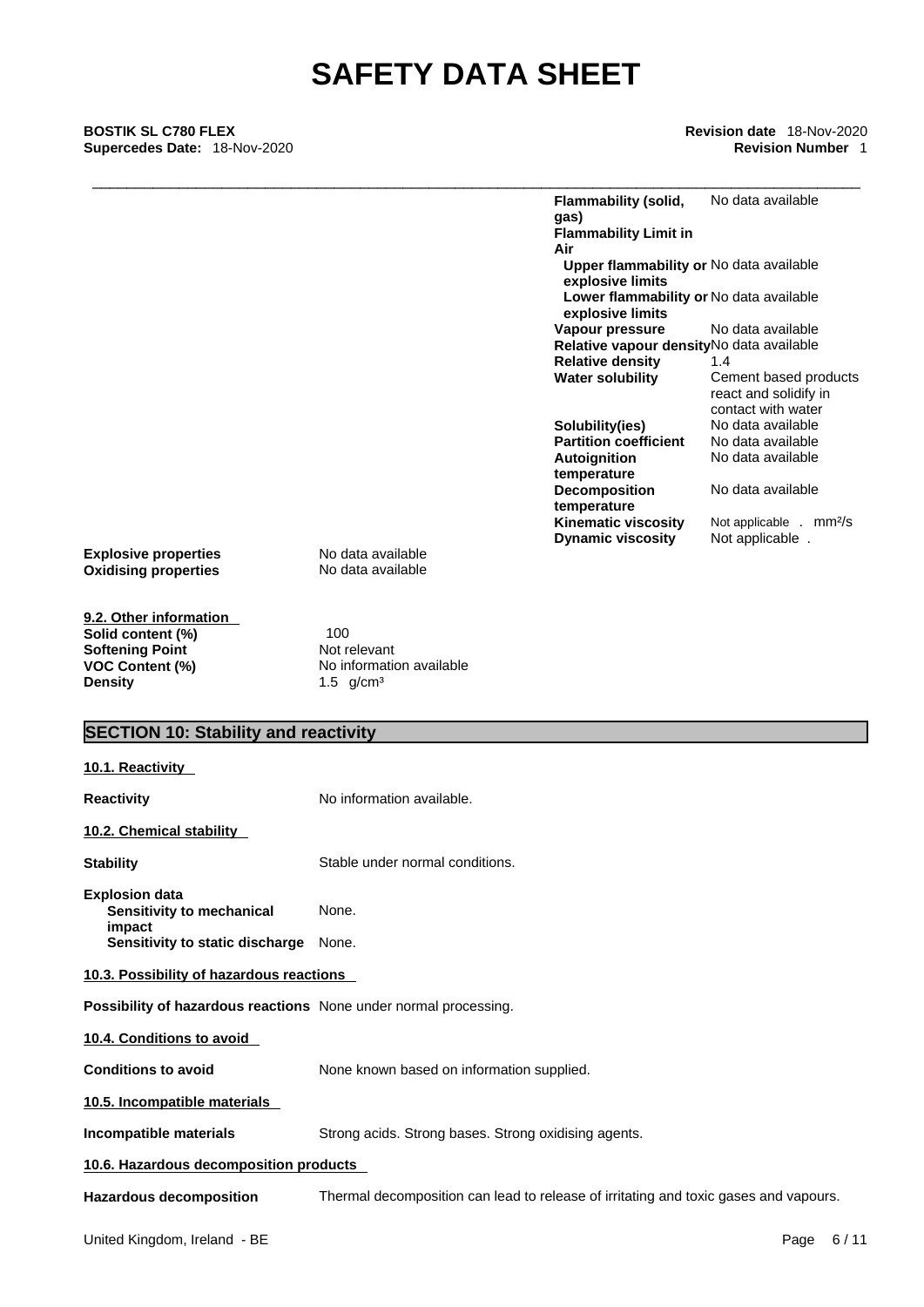| | |
|---|---|
| **Flammability (solid, gas)** | No data available |
| **Flammability Limit in Air** | |
| **Upper flammability or explosive limits** | No data available |
| **Lower flammability or explosive limits** | No data available |
| **Vapour pressure** | No data available |
| **Relative vapour density** | No data available |
| **Relative density** | 1.4 |
| **Water solubility** | Cement based products react and solidify in contact with water |
| **Solubility(ies)** | No data available |
| **Partition coefficient** | No data available |
| **Autoignition temperature** | No data available |
| **Decomposition temperature** | No data available |
| **Kinematic viscosity** | Not applicable . $mm^2/s$ |
| **Dynamic viscosity** | Not applicable . |

| | |
|---|---|
| **Explosive properties** | No data available |
| **Oxidising properties** | No data available |

**9.2. Other information**

| | |
|---|---|
| **Solid content (%)** | 100 |
| **Softening Point** | Not relevant |
| **VOC Content (%)** | No information available |
| **Density** | 1.5 $g/cm^3$ |

## SECTION 10: Stability and reactivity

**10.1. Reactivity**

**Reactivity** No information available.

**10.2. Chemical stability**

**Stability** Stable under normal conditions.

**Explosion data**
- **Sensitivity to mechanical impact** None.
- **Sensitivity to static discharge** None.

**10.3. Possibility of hazardous reactions**

**Possibility of hazardous reactions** None under normal processing.

**10.4. Conditions to avoid**

**Conditions to avoid** None known based on information supplied.

**10.5. Incompatible materials**

**Incompatible materials** Strong acids. Strong bases. Strong oxidising agents.

**10.6. Hazardous decomposition products**

**Hazardous decomposition** Thermal decomposition can lead to release of irritating and toxic gases and vapours.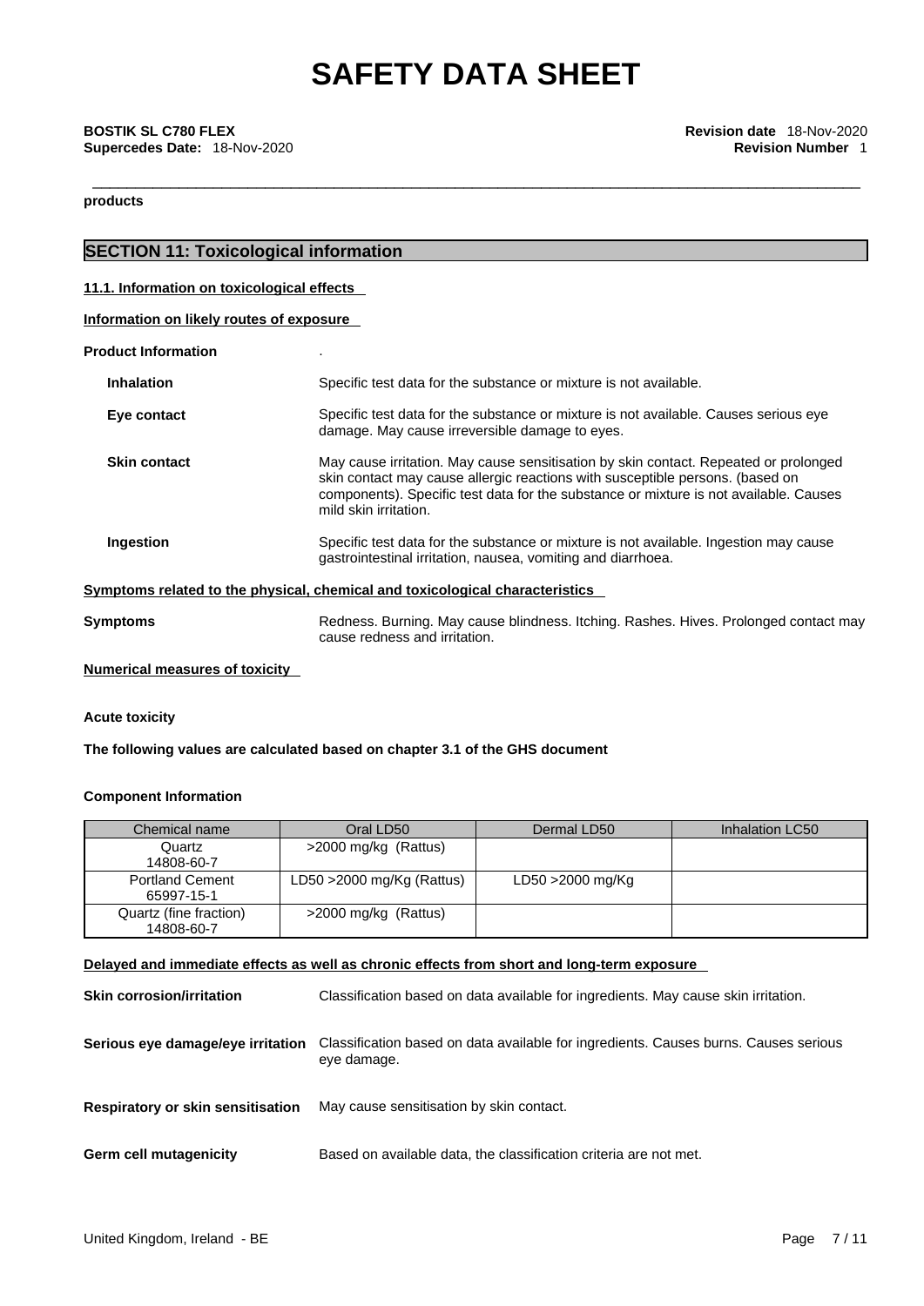products

## SECTION 11: Toxicological information

### 11.1. Information on toxicological effects

**Information on likely routes of exposure**

**Product Information** .

**Inhalation** Specific test data for the substance or mixture is not available.

**Eye contact** Specific test data for the substance or mixture is not available. Causes serious eye damage. May cause irreversible damage to eyes.

**Skin contact** May cause irritation. May cause sensitisation by skin contact. Repeated or prolonged skin contact may cause allergic reactions with susceptible persons. (based on components). Specific test data for the substance or mixture is not available. Causes mild skin irritation.

**Ingestion** Specific test data for the substance or mixture is not available. Ingestion may cause gastrointestinal irritation, nausea, vomiting and diarrhoea.

**Symptoms related to the physical, chemical and toxicological characteristics**

**Symptoms** Redness. Burning. May cause blindness. Itching. Rashes. Hives. Prolonged contact may cause redness and irritation.

**Numerical measures of toxicity**

**Acute toxicity**

**The following values are calculated based on chapter 3.1 of the GHS document**

**Component Information**

| Chemical name | Oral LD50 | Dermal LD50 | Inhalation LC50 |
|---|---|---|---|
| Quartz 14808-60-7 | >2000 mg/kg (Rattus) | | |
| Portland Cement 65997-15-1 | LD50 >2000 mg/Kg (Rattus) | LD50 >2000 mg/Kg | |
| Quartz (fine fraction) 14808-60-7 | >2000 mg/kg (Rattus) | | |

**Delayed and immediate effects as well as chronic effects from short and long-term exposure**

**Skin corrosion/irritation** Classification based on data available for ingredients. May cause skin irritation.

**Serious eye damage/eye irritation** Classification based on data available for ingredients. Causes burns. Causes serious eye damage.

**Respiratory or skin sensitisation** May cause sensitisation by skin contact.

**Germ cell mutagenicity** Based on available data, the classification criteria are not met.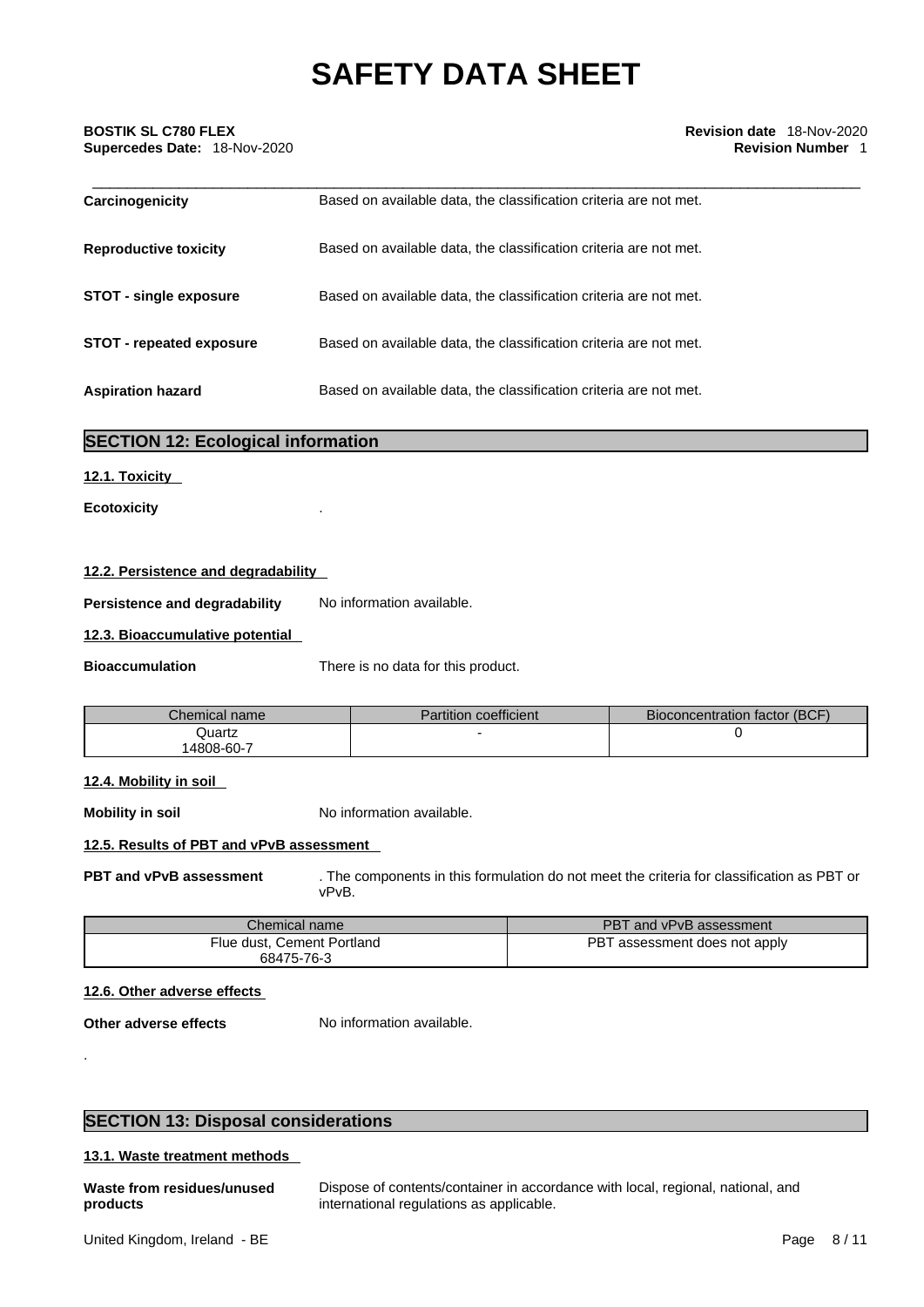| | |
|---|---|
| **Carcinogenicity** | Based on available data, the classification criteria are not met. |
| **Reproductive toxicity** | Based on available data, the classification criteria are not met. |
| **STOT - single exposure** | Based on available data, the classification criteria are not met. |
| **STOT - repeated exposure** | Based on available data, the classification criteria are not met. |
| **Aspiration hazard** | Based on available data, the classification criteria are not met. |

## SECTION 12: Ecological information

### 12.1. Toxicity

**Ecotoxicity** .

### 12.2. Persistence and degradability

**Persistence and degradability** No information available.

### 12.3. Bioaccumulative potential

**Bioaccumulation** There is no data for this product.

| Chemical name | Partition coefficient | Bioconcentration factor (BCF) |
|---|---|---|
| Quartz<br>14808-60-7 | - | 0 |

### 12.4. Mobility in soil

**Mobility in soil** No information available.

### 12.5. Results of PBT and vPvB assessment

**PBT and vPvB assessment** . The components in this formulation do not meet the criteria for classification as PBT or vPvB.

| Chemical name | PBT and vPvB assessment |
|---|---|
| Flue dust, Cement Portland<br>68475-76-3 | PBT assessment does not apply |

### 12.6. Other adverse effects

**Other adverse effects** No information available.

.

## SECTION 13: Disposal considerations

### 13.1. Waste treatment methods

**Waste from residues/unused products** Dispose of contents/container in accordance with local, regional, national, and international regulations as applicable.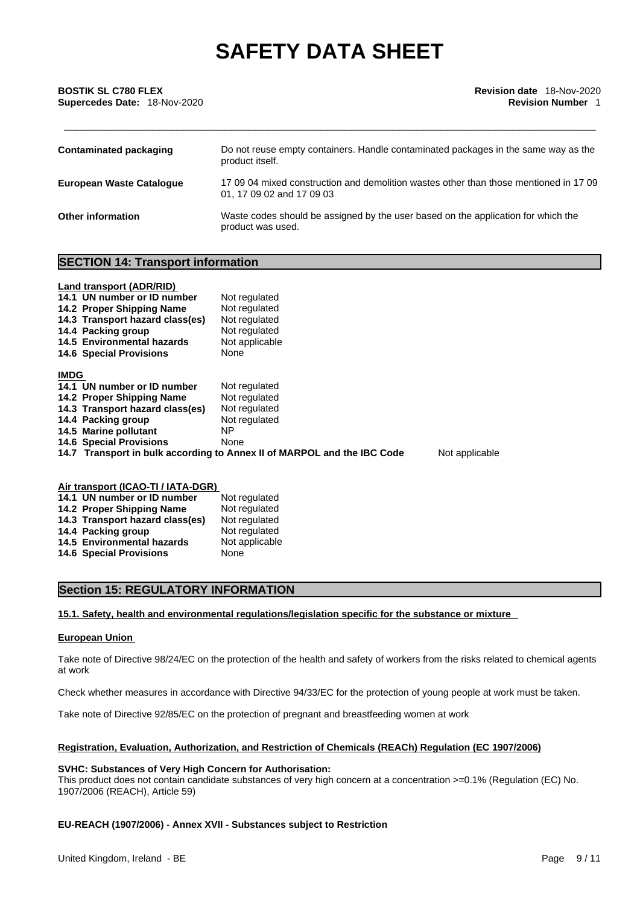| | |
|---|---|
| **Contaminated packaging** | Do not reuse empty containers. Handle contaminated packages in the same way as the product itself. |
| **European Waste Catalogue** | 17 09 04 mixed construction and demolition wastes other than those mentioned in 17 09 01, 17 09 02 and 17 09 03 |
| **Other information** | Waste codes should be assigned by the user based on the application for which the product was used. |

## SECTION 14: Transport information

**Land transport (ADR/RID)**

| | |
|---|---|
| **14.1 UN number or ID number** | Not regulated |
| **14.2 Proper Shipping Name** | Not regulated |
| **14.3 Transport hazard class(es)** | Not regulated |
| **14.4 Packing group** | Not regulated |
| **14.5 Environmental hazards** | Not applicable |
| **14.6 Special Provisions** | None |

**IMDG**

| | |
|---|---|
| **14.1 UN number or ID number** | Not regulated |
| **14.2 Proper Shipping Name** | Not regulated |
| **14.3 Transport hazard class(es)** | Not regulated |
| **14.4 Packing group** | Not regulated |
| **14.5 Marine pollutant** | NP |
| **14.6 Special Provisions** | None |
| **14.7 Transport in bulk according to Annex II of MARPOL and the IBC Code** | Not applicable |

**Air transport (ICAO-TI / IATA-DGR)**

| | |
|---|---|
| **14.1 UN number or ID number** | Not regulated |
| **14.2 Proper Shipping Name** | Not regulated |
| **14.3 Transport hazard class(es)** | Not regulated |
| **14.4 Packing group** | Not regulated |
| **14.5 Environmental hazards** | Not applicable |
| **14.6 Special Provisions** | None |

## Section 15: REGULATORY INFORMATION

**15.1. Safety, health and environmental regulations/legislation specific for the substance or mixture**

**European Union**

Take note of Directive 98/24/EC on the protection of the health and safety of workers from the risks related to chemical agents at work

Check whether measures in accordance with Directive 94/33/EC for the protection of young people at work must be taken.

Take note of Directive 92/85/EC on the protection of pregnant and breastfeeding women at work

**Registration, Evaluation, Authorization, and Restriction of Chemicals (REACh) Regulation (EC 1907/2006)**

**SVHC: Substances of Very High Concern for Authorisation:**
This product does not contain candidate substances of very high concern at a concentration >=0.1% (Regulation (EC) No. 1907/2006 (REACH), Article 59)

**EU-REACH (1907/2006) - Annex XVII - Substances subject to Restriction**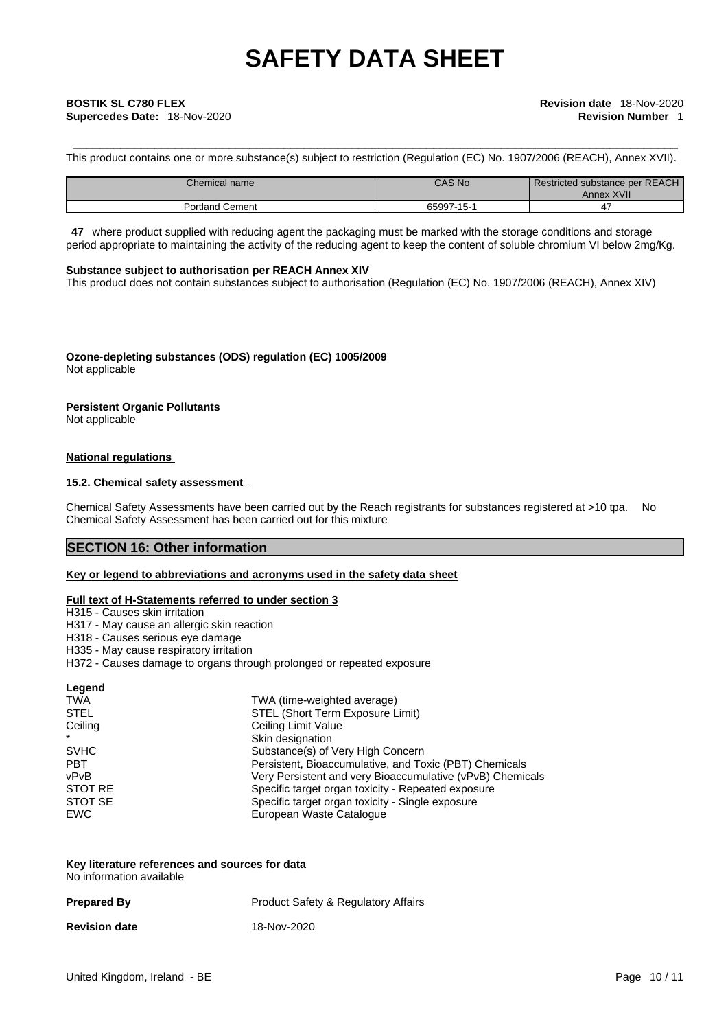This product contains one or more substance(s) subject to restriction (Regulation (EC) No. 1907/2006 (REACH), Annex XVII).

| Chemical name | CAS No | Restricted substance per REACH Annex XVII |
|---|---|---|
| Portland Cement | 65997-15-1 | 47 |

**47** where product supplied with reducing agent the packaging must be marked with the storage conditions and storage period appropriate to maintaining the activity of the reducing agent to keep the content of soluble chromium VI below 2mg/Kg.

**Substance subject to authorisation per REACH Annex XIV**

This product does not contain substances subject to authorisation (Regulation (EC) No. 1907/2006 (REACH), Annex XIV)

**Ozone-depleting substances (ODS) regulation (EC) 1005/2009**

Not applicable

**Persistent Organic Pollutants**

Not applicable

**National regulations**

**15.2. Chemical safety assessment**

Chemical Safety Assessments have been carried out by the Reach registrants for substances registered at >10 tpa. No Chemical Safety Assessment has been carried out for this mixture

## SECTION 16: Other information

**Key or legend to abbreviations and acronyms used in the safety data sheet**

**Full text of H-Statements referred to under section 3**

H315 - Causes skin irritation
H317 - May cause an allergic skin reaction
H318 - Causes serious eye damage
H335 - May cause respiratory irritation
H372 - Causes damage to organs through prolonged or repeated exposure

**Legend**

| | |
|---|---|
| TWA | TWA (time-weighted average) |
| STEL | STEL (Short Term Exposure Limit) |
| Ceiling | Ceiling Limit Value |
| * | Skin designation |
| SVHC | Substance(s) of Very High Concern |
| PBT | Persistent, Bioaccumulative, and Toxic (PBT) Chemicals |
| vPvB | Very Persistent and very Bioaccumulative (vPvB) Chemicals |
| STOT RE | Specific target organ toxicity - Repeated exposure |
| STOT SE | Specific target organ toxicity - Single exposure |
| EWC | European Waste Catalogue |

**Key literature references and sources for data**

No information available

**Prepared By** Product Safety & Regulatory Affairs

**Revision date** 18-Nov-2020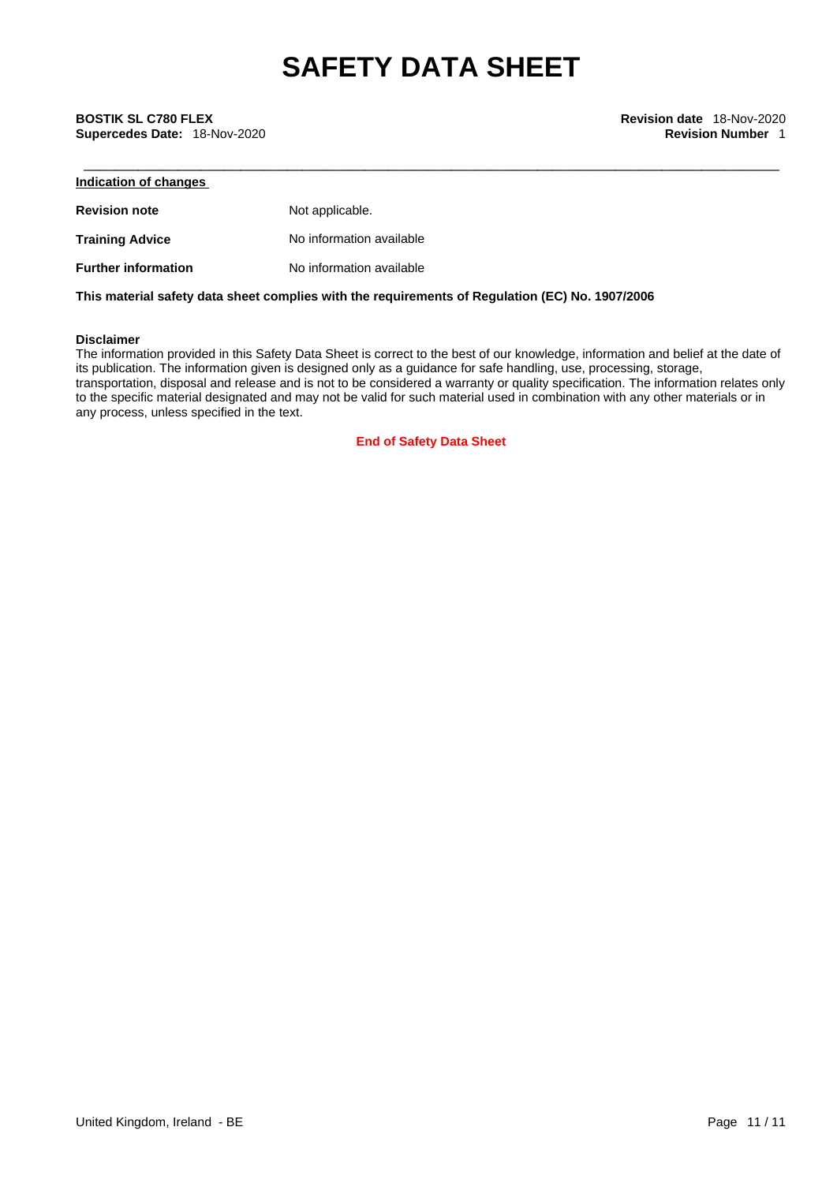**Indication of changes**

| | |
|---|---|
| **Revision note** | Not applicable. |
| **Training Advice** | No information available |
| **Further information** | No information available |

**This material safety data sheet complies with the requirements of Regulation (EC) No. 1907/2006**

**Disclaimer**

The information provided in this Safety Data Sheet is correct to the best of our knowledge, information and belief at the date of its publication. The information given is designed only as a guidance for safe handling, use, processing, storage, transportation, disposal and release and is not to be considered a warranty or quality specification. The information relates only to the specific material designated and may not be valid for such material used in combination with any other materials or in any process, unless specified in the text.

**End of Safety Data Sheet**